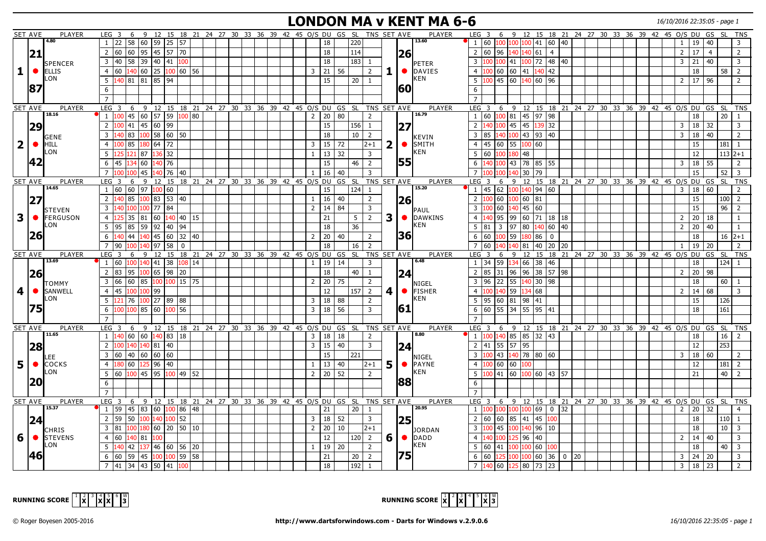# LONDON MA v KENT MA 6-6

16/10/2016 22:35:05 - page 1

## Set 1

**SPENCER ELLIS (LON)** – Set Ave 21.87 (4.80)

| LEG | 3 | 6 | 9 | 12 | 15 | 18 | 21 | 24 | 27 | 30 | 33 | 36 | 39 | 42 | 45 | O/S | DU | GS | SL | TNS |
|---|---|---|---|---|---|---|---|---|---|---|---|---|---|---|---|---|---|---|---|---|
| 1 | 22 | 58 | 60 | 59 | 25 | 57 | | | | | | | | | | | 18 | | 220 | |
| 2 | 60 | 60 | 95 | 45 | 57 | 70 | | | | | | | | | | | 18 | | 114 | |
| 3 | 40 | 58 | 39 | 40 | 41 | 100 | | | | | | | | | | | 18 | | 183 | 1 |
| 4 | 60 | 140 | 60 | 25 | 100 | 60 | 56 | | | | | | | | | 3 | 21 | 56 | | 2 |
| 5 | 140 | 81 | 81 | 85 | 94 | | | | | | | | | | | | 15 | | 20 | 1 |
| 6 | | | | | | | | | | | | | | | | | | | | |
| 7 | | | | | | | | | | | | | | | | | | | | |

**PETER DAVIES (KEN)** – Set Ave 26.60 (13.60)

| LEG | 3 | 6 | 9 | 12 | 15 | 18 | 21 | 24 | 27 | 30 | 33 | 36 | 39 | 42 | 45 | O/S | DU | GS | SL | TNS |
|---|---|---|---|---|---|---|---|---|---|---|---|---|---|---|---|---|---|---|---|---|
| 1 | 60 | 100 | 100 | 100 | 41 | 60 | 40 | | | | | | | | | 1 | 19 | 40 | | 3 |
| 2 | 60 | 96 | 140 | 140 | 61 | 4 | | | | | | | | | | 2 | 17 | 4 | | 2 |
| 3 | 100 | 100 | 41 | 100 | 72 | 48 | 40 | | | | | | | | | 3 | 21 | 40 | | 3 |
| 4 | 100 | 60 | 60 | 41 | 140 | 42 | | | | | | | | | | | 18 | | 58 | 2 |
| 5 | 100 | 45 | 60 | 140 | 60 | 96 | | | | | | | | | | 2 | 17 | 96 | | 2 |
| 6 | | | | | | | | | | | | | | | | | | | | |
| 7 | | | | | | | | | | | | | | | | | | | | |

## Set 2

**GENE HILL (LON)** – Set Ave 29.42 (18.16)

| LEG | 3 | 6 | 9 | 12 | 15 | 18 | 21 | 24 | 27 | 30 | 33 | 36 | 39 | 42 | 45 | O/S | DU | GS | SL | TNS |
|---|---|---|---|---|---|---|---|---|---|---|---|---|---|---|---|---|---|---|---|---|
| 1 | 100 | 45 | 60 | 57 | 59 | 100 | 80 | | | | | | | | | 2 | 20 | 80 | | 2 |
| 2 | 100 | 41 | 45 | 60 | 99 | | | | | | | | | | | | 15 | | 156 | 1 |
| 3 | 140 | 83 | 100 | 58 | 60 | 50 | | | | | | | | | | | 18 | | 10 | 2 |
| 4 | 100 | 85 | 180 | 64 | 72 | | | | | | | | | | | 3 | 15 | 72 | | 2+1 |
| 5 | 125 | 121 | 87 | 136 | 32 | | | | | | | | | | | 1 | 13 | 32 | | 3 |
| 6 | 45 | 134 | 60 | 140 | 76 | | | | | | | | | | | | 15 | | 46 | 2 |
| 7 | 100 | 100 | 45 | 140 | 76 | 40 | | | | | | | | | | 1 | 16 | 40 | | 3 |

**KEVIN SMITH (KEN)** – Set Ave 27.55 (16.79)

| LEG | 3 | 6 | 9 | 12 | 15 | 18 | 21 | 24 | 27 | 30 | 33 | 36 | 39 | 42 | 45 | O/S | DU | GS | SL | TNS |
|---|---|---|---|---|---|---|---|---|---|---|---|---|---|---|---|---|---|---|---|---|
| 1 | 60 | 100 | 81 | 45 | 97 | 98 | | | | | | | | | | | 18 | | 20 | 1 |
| 2 | 140 | 100 | 45 | 45 | 139 | 32 | | | | | | | | | | 3 | 18 | 32 | | 3 |
| 3 | 85 | 140 | 100 | 43 | 93 | 40 | | | | | | | | | | 3 | 18 | 40 | | 2 |
| 4 | 45 | 60 | 55 | 100 | 60 | | | | | | | | | | | | 15 | | 181 | 1 |
| 5 | 60 | 100 | 180 | 48 | | | | | | | | | | | | | 12 | | 113 | 2+1 |
| 6 | 140 | 100 | 43 | 78 | 85 | 55 | | | | | | | | | | 3 | 18 | 55 | | 2 |
| 7 | 100 | 100 | 140 | 30 | 79 | | | | | | | | | | | | 15 | | 52 | 3 |

## Set 3

**STEVEN FERGUSON (LON)** – Set Ave 27.26 (14.65)

| LEG | 3 | 6 | 9 | 12 | 15 | 18 | 21 | 24 | 27 | 30 | 33 | 36 | 39 | 42 | 45 | O/S | DU | GS | SL | TNS |
|---|---|---|---|---|---|---|---|---|---|---|---|---|---|---|---|---|---|---|---|---|
| 1 | 60 | 60 | 97 | 100 | 60 | | | | | | | | | | | | 15 | | 124 | 1 |
| 2 | 140 | 85 | 100 | 83 | 53 | 40 | | | | | | | | | | 1 | 16 | 40 | | 2 |
| 3 | 140 | 100 | 100 | 77 | 84 | | | | | | | | | | | 2 | 14 | 84 | | 3 |
| 4 | 125 | 35 | 81 | 60 | 140 | 40 | 15 | | | | | | | | | | 21 | | 5 | 2 |
| 5 | 95 | 85 | 59 | 92 | 40 | 94 | | | | | | | | | | | 18 | | 36 | |
| 6 | 140 | 44 | 140 | 45 | 60 | 32 | 40 | | | | | | | | | 2 | 20 | 40 | | 2 |
| 7 | 90 | 100 | 140 | 97 | 58 | 0 | | | | | | | | | | | 18 | | 16 | 2 |

**PAUL DAWKINS (KEN)** – Set Ave 26.36 (15.20)

| LEG | 3 | 6 | 9 | 12 | 15 | 18 | 21 | 24 | 27 | 30 | 33 | 36 | 39 | 42 | 45 | O/S | DU | GS | SL | TNS |
|---|---|---|---|---|---|---|---|---|---|---|---|---|---|---|---|---|---|---|---|---|
| 1 | 45 | 62 | 100 | 140 | 94 | 60 | | | | | | | | | | 3 | 18 | 60 | | 2 |
| 2 | 100 | 60 | 100 | 60 | 81 | | | | | | | | | | | | 15 | | 100 | 2 |
| 3 | 100 | 60 | 140 | 45 | 60 | | | | | | | | | | | | 15 | | 96 | 2 |
| 4 | 140 | 95 | 99 | 60 | 71 | 18 | 18 | | | | | | | | | 2 | 20 | 18 | | 1 |
| 5 | 81 | 3 | 97 | 80 | 140 | 60 | 40 | | | | | | | | | 2 | 20 | 40 | | 1 |
| 6 | 60 | 100 | 59 | 180 | 86 | 0 | | | | | | | | | | | 18 | | 16 | 2+1 |
| 7 | 60 | 140 | 140 | 81 | 40 | 20 | 20 | | | | | | | | | 1 | 19 | 20 | | 2 |

## Set 4

**TOMMY SANWELL (LON)** – Set Ave 26.75 (13.69)

| LEG | 3 | 6 | 9 | 12 | 15 | 18 | 21 | 24 | 27 | 30 | 33 | 36 | 39 | 42 | 45 | O/S | DU | GS | SL | TNS |
|---|---|---|---|---|---|---|---|---|---|---|---|---|---|---|---|---|---|---|---|---|
| 1 | 60 | 100 | 140 | 41 | 38 | 108 | 14 | | | | | | | | | 1 | 19 | 14 | | 3 |
| 2 | 83 | 95 | 100 | 65 | 98 | 20 | | | | | | | | | | | 18 | | 40 | 1 |
| 3 | 66 | 60 | 85 | 100 | 100 | 15 | 75 | | | | | | | | | 2 | 20 | 75 | | 2 |
| 4 | 45 | 100 | 100 | 99 | | | | | | | | | | | | | 12 | | 157 | 2 |
| 5 | 121 | 76 | 100 | 27 | 89 | 88 | | | | | | | | | | 3 | 18 | 88 | | 2 |
| 6 | 100 | 100 | 85 | 60 | 100 | 56 | | | | | | | | | | 3 | 18 | 56 | | 3 |
| 7 | | | | | | | | | | | | | | | | | | | | |

**NIGEL FISHER (KEN)** – Set Ave 24.61 (6.48)

| LEG | 3 | 6 | 9 | 12 | 15 | 18 | 21 | 24 | 27 | 30 | 33 | 36 | 39 | 42 | 45 | O/S | DU | GS | SL | TNS |
|---|---|---|---|---|---|---|---|---|---|---|---|---|---|---|---|---|---|---|---|---|
| 1 | 34 | 59 | 134 | 66 | 38 | 46 | | | | | | | | | | | 18 | | 124 | 1 |
| 2 | 85 | 31 | 96 | 96 | 38 | 57 | 98 | | | | | | | | | 2 | 20 | 98 | | |
| 3 | 96 | 22 | 55 | 140 | 30 | 98 | | | | | | | | | | | 18 | | 60 | 1 |
| 4 | 100 | 140 | 59 | 134 | 68 | | | | | | | | | | | 2 | 14 | 68 | | 3 |
| 5 | 95 | 60 | 81 | 98 | 41 | | | | | | | | | | | | 15 | | 126 | |
| 6 | 60 | 55 | 34 | 55 | 95 | 41 | | | | | | | | | | | 18 | | 161 | |
| 7 | | | | | | | | | | | | | | | | | | | | |

## Set 5

**LEE COCKS (LON)** – Set Ave 28.20 (11.65)

| LEG | 3 | 6 | 9 | 12 | 15 | 18 | 21 | 24 | 27 | 30 | 33 | 36 | 39 | 42 | 45 | O/S | DU | GS | SL | TNS |
|---|---|---|---|---|---|---|---|---|---|---|---|---|---|---|---|---|---|---|---|---|
| 1 | 140 | 60 | 60 | 140 | 83 | 18 | | | | | | | | | | 3 | 18 | 18 | | 2 |
| 2 | 100 | 140 | 140 | 81 | 40 | | | | | | | | | | | 3 | 15 | 40 | | 3 |
| 3 | 60 | 40 | 60 | 60 | 60 | | | | | | | | | | | | 15 | | 221 | |
| 4 | 180 | 60 | 125 | 96 | 40 | | | | | | | | | | | 1 | 13 | 40 | | 2+1 |
| 5 | 60 | 100 | 45 | 95 | 100 | 49 | 52 | | | | | | | | | 2 | 20 | 52 | | 2 |
| 6 | | | | | | | | | | | | | | | | | | | | |
| 7 | | | | | | | | | | | | | | | | | | | | |

**NIGEL PAYNE (KEN)** – Set Ave 24.88 (8.80)

| LEG | 3 | 6 | 9 | 12 | 15 | 18 | 21 | 24 | 27 | 30 | 33 | 36 | 39 | 42 | 45 | O/S | DU | GS | SL | TNS |
|---|---|---|---|---|---|---|---|---|---|---|---|---|---|---|---|---|---|---|---|---|
| 1 | 100 | 140 | 85 | 85 | 32 | 43 | | | | | | | | | | | 18 | | 16 | 2 |
| 2 | 41 | 55 | 57 | 95 | | | | | | | | | | | | | 12 | | 253 | |
| 3 | 100 | 43 | 140 | 78 | 80 | 60 | | | | | | | | | | 3 | 18 | 60 | | 2 |
| 4 | 100 | 60 | 60 | 100 | | | | | | | | | | | | | 12 | | 181 | 2 |
| 5 | 100 | 41 | 60 | 100 | 60 | 43 | 57 | | | | | | | | | | 21 | | 40 | 2 |
| 6 | | | | | | | | | | | | | | | | | | | | |
| 7 | | | | | | | | | | | | | | | | | | | | |

## Set 6

**CHRIS STEVENS (LON)** – Set Ave 24.46 (15.37)

| LEG | 3 | 6 | 9 | 12 | 15 | 18 | 21 | 24 | 27 | 30 | 33 | 36 | 39 | 42 | 45 | O/S | DU | GS | SL | TNS |
|---|---|---|---|---|---|---|---|---|---|---|---|---|---|---|---|---|---|---|---|---|
| 1 | 59 | 45 | 83 | 60 | 100 | 86 | 48 | | | | | | | | | | 21 | | 20 | 1 |
| 2 | 59 | 50 | 100 | 140 | 100 | 52 | | | | | | | | | | 3 | 18 | 52 | | 3 |
| 3 | 81 | 100 | 180 | 60 | 20 | 50 | 10 | | | | | | | | | 2 | 20 | 10 | | 2+1 |
| 4 | 60 | 140 | 81 | 100 | | | | | | | | | | | | | 12 | | 120 | 2 |
| 5 | 140 | 42 | 137 | 46 | 60 | 56 | 20 | | | | | | | | | 1 | 19 | 20 | | 2 |
| 6 | 60 | 59 | 45 | 100 | 100 | 59 | 58 | | | | | | | | | | 21 | | 20 | 2 |
| 7 | 41 | 34 | 43 | 50 | 41 | 100 | | | | | | | | | | | 18 | | 192 | 1 |

**JORDAN DADD (KEN)** – Set Ave 25.75 (20.95)

| LEG | 3 | 6 | 9 | 12 | 15 | 18 | 21 | 24 | 27 | 30 | 33 | 36 | 39 | 42 | 45 | O/S | DU | GS | SL | TNS |
|---|---|---|---|---|---|---|---|---|---|---|---|---|---|---|---|---|---|---|---|---|
| 1 | 100 | 100 | 100 | 100 | 69 | 0 | 32 | | | | | | | | | 2 | 20 | 32 | | 4 |
| 2 | 60 | 60 | 85 | 41 | 45 | 100 | | | | | | | | | | | 18 | | 110 | 1 |
| 3 | 100 | 45 | 100 | 140 | 96 | 10 | | | | | | | | | | | 18 | | 10 | 3 |
| 4 | 140 | 100 | 125 | 96 | 40 | | | | | | | | | | | 2 | 14 | 40 | | 3 |
| 5 | 60 | 41 | 100 | 100 | 60 | 100 | | | | | | | | | | | 18 | | 40 | 3 |
| 6 | 60 | 125 | 100 | 100 | 60 | 36 | 0 | 20 | | | | | | | | 3 | 24 | 20 | | 3 |
| 7 | 140 | 60 | 125 | 80 | 73 | 23 | | | | | | | | | | 3 | 18 | 23 | | 2 |

**RUNNING SCORE** (London MA)

| 1 | 2 | 3 | 4 | 5 | 6 | W |
|---|---|---|---|---|---|---|
| | X | | X | X | | 3 |

**RUNNING SCORE** (Kent MA)

| 1 | 2 | 3 | 4 | 5 | 6 | W |
|---|---|---|---|---|---|---|
| X | | X | | | X | 3 |

© Roger Boyesen 2005-2016 http://www.dartsforwindows.com - Darts for Windows v.2.9.0.6 16/10/2016 22:35:05 - page 1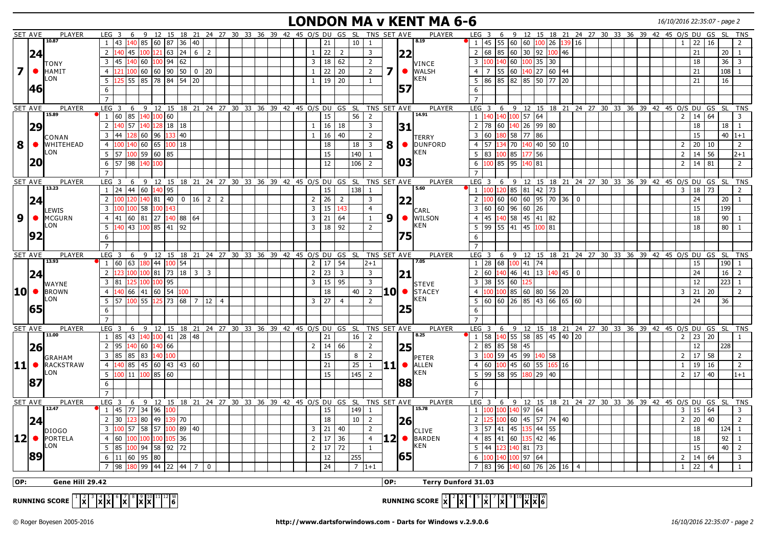# LONDON MA v KENT MA 6-6

16/10/2016 22:35:07 - page 2

| SET | AVE | PLAYER | LEG | 3 | 6 | 9 | 12 | 15 | 18 | 21 | 24 | 27 | O/S | DU | GS | SL | TNS | SET | AVE | PLAYER | LEG | 3 | 6 | 9 | 12 | 15 | 18 | 21 | 24 | 27 | O/S | DU | GS | SL | TNS |
|---|---|---|---|---|---|---|---|---|---|---|---|---|---|---|---|---|---|---|---|---|---|---|---|---|---|---|---|---|---|---|---|---|---|---|---|
| 7 | 24.46 (10.87) | TONY HAMIT LON | 1 | 43 | 140 | 85 | 60 | 87 | 36 | 40 | | | | 21 | | 10 | 1 | 7 | 22.57 (8.19) | VINCE WALSH KEN | 1 | 45 | 55 | 60 | 60 | 100 | 26 | 139 | 16 | | 1 | 22 | 16 | | 2 |
| | | | 2 | 140 | 45 | 100 | 121 | 63 | 24 | 6 | 2 | | 1 | 22 | 2 | | 3 | | | | 2 | 68 | 85 | 60 | 30 | 92 | 100 | 46 | | | | 21 | | 20 | 1 |
| | | | 3 | 45 | 140 | 60 | 100 | 94 | 62 | | | | 3 | 18 | 62 | | 2 | | | | 3 | 100 | 140 | 60 | 100 | 35 | 30 | | | | | 18 | | 36 | 3 |
| | | | 4 | 121 | 100 | 60 | 60 | 90 | 50 | 0 | 20 | | 1 | 22 | 20 | | 2 | | | | 4 | 7 | 55 | 60 | 140 | 27 | 60 | 44 | | | | 21 | | 108 | 1 |
| | | | 5 | 125 | 55 | 85 | 78 | 84 | 54 | 20 | | | 1 | 19 | 20 | | 1 | | | | 5 | 86 | 85 | 82 | 85 | 50 | 77 | 20 | | | | 21 | | 16 | |
| 8 | 29.20 (15.89) | CONAN WHITEHEAD LON | 1 | 60 | 85 | 140 | 100 | 60 | | | | | | 15 | | 56 | 2 | 8 | 31.03 (14.91) | TERRY DUNFORD KEN | 1 | 140 | 140 | 100 | 57 | 64 | | | | | 2 | 14 | 64 | | 3 |
| | | | 2 | 140 | 57 | 140 | 128 | 18 | 18 | | | | 1 | 16 | 18 | | 3 | | | | 2 | 78 | 60 | 140 | 26 | 99 | 80 | | | | | 18 | | 18 | 1 |
| | | | 3 | 44 | 128 | 60 | 96 | 133 | 40 | | | | 1 | 16 | 40 | | 2 | | | | 3 | 60 | 180 | 58 | 77 | 86 | | | | | | 15 | | 40 | 1+1 |
| | | | 4 | 100 | 140 | 60 | 65 | 100 | 18 | | | | | 18 | | 18 | 3 | | | | 4 | 57 | 134 | 70 | 140 | 40 | 50 | 10 | | | 2 | 20 | 10 | | 2 |
| | | | 5 | 57 | 100 | 59 | 60 | 85 | | | | | | 15 | | 140 | 1 | | | | 5 | 83 | 100 | 85 | 177 | 56 | | | | | 2 | 14 | 56 | | 2+1 |
| | | | 6 | 57 | 98 | 140 | 100 | | | | | | | 12 | | 106 | 2 | | | | 6 | 100 | 85 | 95 | 140 | 81 | | | | | 2 | 14 | 81 | | 2 |
| 9 | 24.92 (13.23) | LEWIS MCGURN LON | 1 | 24 | 44 | 60 | 140 | 95 | | | | | | 15 | | 138 | 1 | 9 | 22.75 (5.60) | CARL WILSON KEN | 1 | 100 | 120 | 85 | 81 | 42 | 73 | | | | 3 | 18 | 73 | | 2 |
| | | | 2 | 100 | 120 | 140 | 81 | 40 | 0 | 16 | 2 | 2 | 2 | 26 | 2 | | 3 | | | | 2 | 100 | 60 | 60 | 60 | 95 | 70 | 36 | 0 | | | 24 | | 20 | 1 |
| | | | 3 | 100 | 100 | 58 | 100 | 143 | | | | | 3 | 15 | 143 | | 4 | | | | 3 | 60 | 60 | 96 | 60 | 26 | | | | | | 15 | | 199 | |
| | | | 4 | 41 | 60 | 81 | 27 | 140 | 88 | 64 | | | 3 | 21 | 64 | | 1 | | | | 4 | 45 | 140 | 58 | 45 | 41 | 82 | | | | | 18 | | 90 | 1 |
| | | | 5 | 140 | 43 | 100 | 85 | 41 | 92 | | | | 3 | 18 | 92 | | 2 | | | | 5 | 99 | 55 | 41 | 45 | 100 | 81 | | | | | 18 | | 80 | 1 |
| 10 | 24.65 (13.93) | WAYNE BROWN LON | 1 | 60 | 63 | 180 | 44 | 100 | 54 | | | | 2 | 17 | 54 | | 2+1 | 10 | 21.25 (7.05) | STEVE STACEY KEN | 1 | 28 | 68 | 100 | 41 | 74 | | | | | | 15 | | 190 | 1 |
| | | | 2 | 123 | 100 | 100 | 81 | 73 | 18 | 3 | 3 | | 2 | 23 | 3 | | 3 | | | | 2 | 60 | 140 | 46 | 41 | 13 | 140 | 45 | 0 | | | 24 | | 16 | 2 |
| | | | 3 | 81 | 125 | 100 | 100 | 95 | | | | | 3 | 15 | 95 | | 3 | | | | 3 | 38 | 55 | 60 | 125 | | | | | | | 12 | | 223 | 1 |
| | | | 4 | 140 | 66 | 41 | 60 | 54 | 100 | | | | | 18 | | 40 | 2 | | | | 4 | 100 | 100 | 85 | 60 | 80 | 56 | 20 | | | 3 | 21 | 20 | | 2 |
| | | | 5 | 57 | 100 | 55 | 125 | 73 | 68 | 7 | 12 | 4 | 3 | 27 | 4 | | 2 | | | | 5 | 60 | 60 | 26 | 85 | 43 | 66 | 65 | 60 | | | 24 | | 36 | |
| 11 | 26.87 (11.00) | GRAHAM RACKSTRAW LON | 1 | 85 | 43 | 140 | 100 | 41 | 28 | 48 | | | | 21 | | 16 | 2 | 11 | 25.88 (8.25) | PETER ALLEN KEN | 1 | 58 | 140 | 55 | 58 | 85 | 45 | 40 | 20 | | 2 | 23 | 20 | | 1 |
| | | | 2 | 95 | 140 | 60 | 140 | 66 | | | | | 2 | 14 | 66 | | 2 | | | | 2 | 85 | 85 | 58 | 45 | | | | | | | 12 | | 228 | |
| | | | 3 | 85 | 85 | 83 | 140 | 100 | | | | | | 15 | | 8 | 2 | | | | 3 | 100 | 59 | 45 | 99 | 140 | 58 | | | | 2 | 17 | 58 | | 2 |
| | | | 4 | 140 | 85 | 45 | 60 | 43 | 43 | 60 | | | | 21 | | 25 | 1 | | | | 4 | 60 | 100 | 45 | 60 | 55 | 165 | 16 | | | 1 | 19 | 16 | | 2 |
| | | | 5 | 100 | 11 | 100 | 85 | 60 | | | | | | 15 | | 145 | 2 | | | | 5 | 99 | 58 | 95 | 180 | 29 | 40 | | | | 2 | 17 | 40 | | 1+1 |
| 12 | 24.89 (12.47) | DIOGO PORTELA LON | 1 | 45 | 77 | 34 | 96 | 100 | | | | | | 15 | | 149 | 1 | 12 | 26.65 (15.78) | CLIVE BARDEN KEN | 1 | 100 | 100 | 140 | 97 | 64 | | | | | 3 | 15 | 64 | | 3 |
| | | | 2 | 30 | 123 | 80 | 49 | 139 | 70 | | | | | 18 | | 10 | 2 | | | | 2 | 125 | 100 | 60 | 45 | 57 | 74 | 40 | | | 2 | 20 | 40 | | 2 |
| | | | 3 | 100 | 57 | 58 | 57 | 100 | 89 | 40 | | | 3 | 21 | 40 | | 2 | | | | 3 | 57 | 41 | 45 | 135 | 44 | 55 | | | | | 18 | | 124 | 1 |
| | | | 4 | 60 | 100 | 100 | 100 | 105 | 36 | | | | 2 | 17 | 36 | | 4 | | | | 4 | 85 | 41 | 60 | 135 | 42 | 46 | | | | | 18 | | 92 | 1 |
| | | | 5 | 85 | 100 | 94 | 58 | 92 | 72 | | | | 2 | 17 | 72 | | 1 | | | | 5 | 44 | 123 | 140 | 81 | 73 | | | | | | 15 | | 40 | 2 |
| | | | 6 | 11 | 60 | 95 | 80 | | | | | | | 12 | | 255 | | | | | 6 | 100 | 140 | 100 | 97 | 64 | | | | | 2 | 14 | 64 | | 3 |
| | | | 7 | 98 | 180 | 99 | 44 | 22 | 44 | 7 | 0 | | | 24 | | 7 | 1+1 | | | | 7 | 83 | 96 | 140 | 60 | 76 | 26 | 16 | 4 | | 1 | 22 | 4 | | 1 |

OP: Gene Hill 29.42

OP: Terry Dunford 31.03

RUNNING SCORE (LONDON MA): 1 2 X 3 4 X 5 X 6 7 X 8 9 X 10 X 11 12 — W 6

RUNNING SCORE (KENT MA): 1 X 2 3 X 4 5 6 X 7 8 X 9 10 11 X 12 X — W 6

© Roger Boyesen 2005-2016 http://www.dartsforwindows.com - Darts for Windows v.2.9.0.6 16/10/2016 22:35:07 - page 2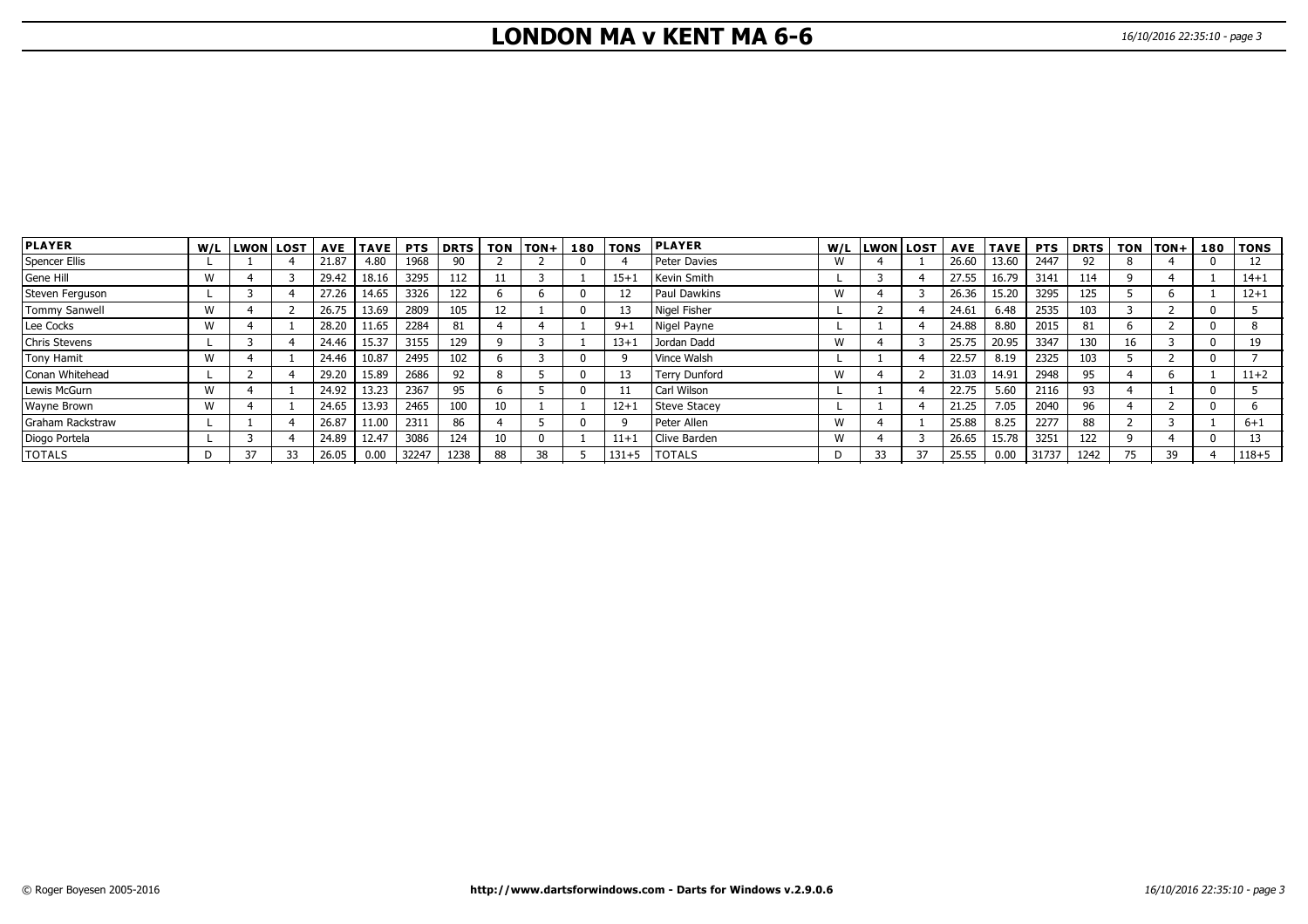# LONDON MA v KENT MA 6-6

| PLAYER | W/L | LWON | LOST | AVE | TAVE | PTS | DRTS | TON | TON+ | 180 | TONS | PLAYER | W/L | LWON | LOST | AVE | TAVE | PTS | DRTS | TON | TON+ | 180 | TONS |
|---|---|---|---|---|---|---|---|---|---|---|---|---|---|---|---|---|---|---|---|---|---|---|---|
| Spencer Ellis | L | 1 | 4 | 21.87 | 4.80 | 1968 | 90 | 2 | 2 | 0 | 4 | Peter Davies | W | 4 | 1 | 26.60 | 13.60 | 2447 | 92 | 8 | 4 | 0 | 12 |
| Gene Hill | W | 4 | 3 | 29.42 | 18.16 | 3295 | 112 | 11 | 3 | 1 | 15+1 | Kevin Smith | L | 3 | 4 | 27.55 | 16.79 | 3141 | 114 | 9 | 4 | 1 | 14+1 |
| Steven Ferguson | L | 3 | 4 | 27.26 | 14.65 | 3326 | 122 | 6 | 6 | 0 | 12 | Paul Dawkins | W | 4 | 3 | 26.36 | 15.20 | 3295 | 125 | 5 | 6 | 1 | 12+1 |
| Tommy Sanwell | W | 4 | 2 | 26.75 | 13.69 | 2809 | 105 | 12 | 1 | 0 | 13 | Nigel Fisher | L | 2 | 4 | 24.61 | 6.48 | 2535 | 103 | 3 | 2 | 0 | 5 |
| Lee Cocks | W | 4 | 1 | 28.20 | 11.65 | 2284 | 81 | 4 | 4 | 1 | 9+1 | Nigel Payne | L | 1 | 4 | 24.88 | 8.80 | 2015 | 81 | 6 | 2 | 0 | 8 |
| Chris Stevens | L | 3 | 4 | 24.46 | 15.37 | 3155 | 129 | 9 | 3 | 1 | 13+1 | Jordan Dadd | W | 4 | 3 | 25.75 | 20.95 | 3347 | 130 | 16 | 3 | 0 | 19 |
| Tony Hamit | W | 4 | 1 | 24.46 | 10.87 | 2495 | 102 | 6 | 3 | 0 | 9 | Vince Walsh | L | 1 | 4 | 22.57 | 8.19 | 2325 | 103 | 5 | 2 | 0 | 7 |
| Conan Whitehead | L | 2 | 4 | 29.20 | 15.89 | 2686 | 92 | 8 | 5 | 0 | 13 | Terry Dunford | W | 4 | 2 | 31.03 | 14.91 | 2948 | 95 | 4 | 6 | 1 | 11+2 |
| Lewis McGurn | W | 4 | 1 | 24.92 | 13.23 | 2367 | 95 | 6 | 5 | 0 | 11 | Carl Wilson | L | 1 | 4 | 22.75 | 5.60 | 2116 | 93 | 4 | 1 | 0 | 5 |
| Wayne Brown | W | 4 | 1 | 24.65 | 13.93 | 2465 | 100 | 10 | 1 | 1 | 12+1 | Steve Stacey | L | 1 | 4 | 21.25 | 7.05 | 2040 | 96 | 4 | 2 | 0 | 6 |
| Graham Rackstraw | L | 1 | 4 | 26.87 | 11.00 | 2311 | 86 | 4 | 5 | 0 | 9 | Peter Allen | W | 4 | 1 | 25.88 | 8.25 | 2277 | 88 | 2 | 3 | 1 | 6+1 |
| Diogo Portela | L | 3 | 4 | 24.89 | 12.47 | 3086 | 124 | 10 | 0 | 1 | 11+1 | Clive Barden | W | 4 | 3 | 26.65 | 15.78 | 3251 | 122 | 9 | 4 | 0 | 13 |
| TOTALS | D | 37 | 33 | 26.05 | 0.00 | 32247 | 1238 | 88 | 38 | 5 | 131+5 | TOTALS | D | 33 | 37 | 25.55 | 0.00 | 31737 | 1242 | 75 | 39 | 4 | 118+5 |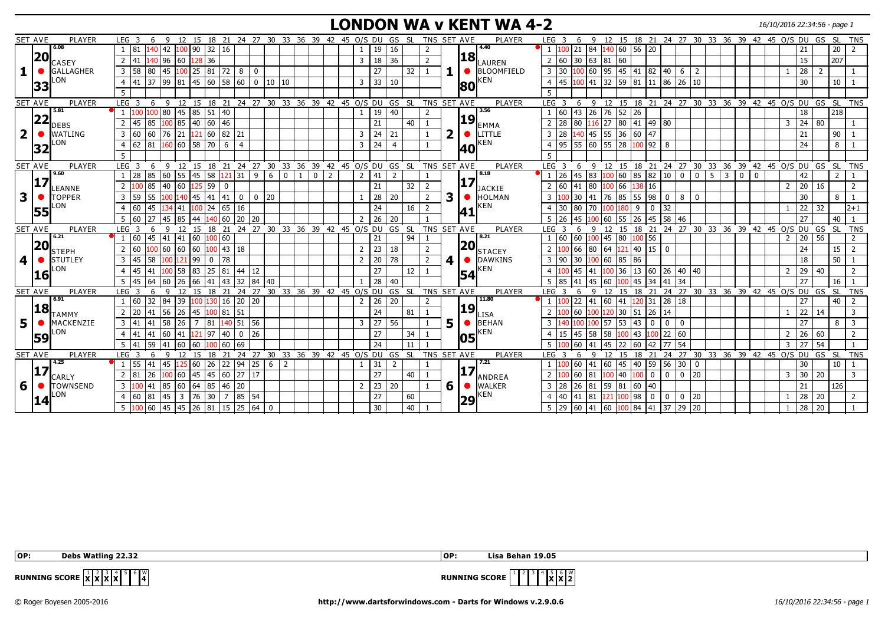# LONDON WA v KENT WA 4-2

16/10/2016 22:34:56 - page 1

| SET | AVE | PLAYER | LEG | 3 | 6 | 9 | 12 | 15 | 18 | 21 | 24 | 27 | 30 | 33 | 36 | 39 | 42 | 45 | O/S | DU | GS | SL | TNS | SET | AVE | PLAYER | LEG | 3 | 6 | 9 | 12 | 15 | 18 | 21 | 24 | 27 | 30 | 33 | 36 | 39 | 42 | 45 | O/S | DU | GS | SL | TNS |
|---|---|---|---|---|---|---|---|---|---|---|---|---|---|---|---|---|---|---|---|---|---|---|---|---|---|---|---|---|---|---|---|---|---|---|---|---|---|---|---|---|---|---|---|---|---|---|---|
| 1 | 20.33 (6.08) | CASEY GALLAGHER LON | 1 | 81 | 140 | 42 | 100 | 90 | 32 | 16 | | | | | | | | | 1 | 19 | 16 | | 2 | 1 | 18.80 (4.40) | LAUREN BLOOMFIELD KEN | 1 | 100 | 21 | 84 | 140 | 60 | 56 | 20 | | | | | | | | | | 21 | | 20 | 2 |
| | | | 2 | 41 | 140 | 96 | 60 | 128 | 36 | | | | | | | | | | 3 | 18 | 36 | | 2 | | | | 2 | 60 | 30 | 63 | 81 | 60 | | | | | | | | | | | | 15 | | 207 | |
| | | | 3 | 58 | 80 | 45 | 100 | 25 | 81 | 72 | 8 | 0 | | | | | | | | 27 | | 32 | 1 | | | | 3 | 30 | 100 | 60 | 95 | 45 | 41 | 82 | 40 | 6 | 2 | | | | | | 1 | 28 | 2 | | 1 |
| | | | 4 | 41 | 37 | 99 | 81 | 45 | 60 | 58 | 60 | 0 | 10 | 10 | | | | | 3 | 33 | 10 | | | | | | 4 | 45 | 100 | 41 | 32 | 59 | 81 | 11 | 86 | 26 | 10 | | | | | | | 30 | | 10 | 1 |
| | | | 5 | | | | | | | | | | | | | | | | | | | | | | | | 5 | | | | | | | | | | | | | | | | | | | | |
| 2 | 22.32 (5.81) | DEBS WATLING LON | 1 | 100 | 100 | 80 | 45 | 85 | 51 | 40 | | | | | | | | | 1 | 19 | 40 | | 2 | 2 | 19.40 (3.56) | EMMA LITTLE KEN | 1 | 60 | 43 | 26 | 76 | 52 | 26 | | | | | | | | | | | 18 | | 218 | |
| | | | 2 | 45 | 85 | 100 | 85 | 40 | 60 | 46 | | | | | | | | | | 21 | | 40 | 1 | | | | 2 | 28 | 80 | 116 | 27 | 80 | 41 | 49 | 80 | | | | | | | | 3 | 24 | 80 | | 1 |
| | | | 3 | 60 | 60 | 76 | 21 | 121 | 60 | 82 | 21 | | | | | | | | 3 | 24 | 21 | | 1 | | | | 3 | 28 | 140 | 45 | 55 | 36 | 60 | 47 | | | | | | | | | | 21 | | 90 | 1 |
| | | | 4 | 62 | 81 | 160 | 60 | 58 | 70 | 6 | 4 | | | | | | | | 3 | 24 | 4 | | 1 | | | | 4 | 95 | 55 | 60 | 55 | 28 | 100 | 92 | 8 | | | | | | | | | 24 | | 8 | 1 |
| | | | 5 | | | | | | | | | | | | | | | | | | | | | | | | 5 | | | | | | | | | | | | | | | | | | | | |
| 3 | 17.55 (9.60) | LEANNE TOPPER LON | 1 | 28 | 85 | 60 | 55 | 45 | 58 | 121 | 31 | 9 | 6 | 0 | 1 | 0 | 2 | | 2 | 41 | 2 | | 1 | 3 | 17.41 (8.18) | JACKIE HOLMAN KEN | 1 | 26 | 45 | 83 | 100 | 60 | 85 | 82 | 10 | 0 | 0 | 5 | 3 | 0 | 0 | | | 42 | | 2 | 1 |
| | | | 2 | 100 | 85 | 40 | 60 | 125 | 59 | 0 | | | | | | | | | | 21 | | 32 | 2 | | | | 2 | 60 | 41 | 80 | 100 | 66 | 138 | 16 | | | | | | | | | 2 | 20 | 16 | | 2 |
| | | | 3 | 59 | 55 | 100 | 140 | 45 | 41 | 41 | 0 | 0 | 20 | | | | | | 1 | 28 | 20 | | 2 | | | | 3 | 100 | 30 | 41 | 76 | 85 | 55 | 98 | 0 | 8 | 0 | | | | | | | 30 | | 8 | 1 |
| | | | 4 | 60 | 45 | 134 | 41 | 100 | 24 | 65 | 16 | | | | | | | | | 24 | | 16 | 2 | | | | 4 | 30 | 80 | 70 | 100 | 180 | 9 | 0 | 32 | | | | | | | | 1 | 22 | 32 | | 2+1 |
| | | | 5 | 60 | 27 | 45 | 85 | 44 | 140 | 60 | 20 | 20 | | | | | | | 2 | 26 | 20 | | 1 | | | | 5 | 26 | 45 | 100 | 60 | 55 | 26 | 45 | 58 | 46 | | | | | | | | 27 | | 40 | 1 |
| 4 | 20.16 (6.21) | STEPH STUTLEY LON | 1 | 60 | 45 | 41 | 41 | 60 | 100 | 60 | | | | | | | | | | 21 | | 94 | 1 | 4 | 20.54 (8.21) | STACEY DAWKINS KEN | 1 | 60 | 60 | 100 | 45 | 80 | 100 | 56 | | | | | | | | | 2 | 20 | 56 | | 2 |
| | | | 2 | 60 | 100 | 60 | 60 | 60 | 100 | 43 | 18 | | | | | | | | 2 | 23 | 18 | | 2 | | | | 2 | 100 | 66 | 80 | 64 | 121 | 40 | 15 | 0 | | | | | | | | | 24 | | 15 | 2 |
| | | | 3 | 45 | 58 | 100 | 121 | 99 | 0 | 78 | | | | | | | | | 2 | 20 | 78 | | 2 | | | | 3 | 90 | 30 | 100 | 60 | 85 | 86 | | | | | | | | | | | 18 | | 50 | 1 |
| | | | 4 | 45 | 41 | 100 | 58 | 83 | 25 | 81 | 44 | 12 | | | | | | | | 27 | | 12 | 1 | | | | 4 | 100 | 45 | 41 | 100 | 36 | 13 | 60 | 26 | 40 | 40 | | | | | | 2 | 29 | 40 | | 2 |
| | | | 5 | 45 | 64 | 60 | 26 | 66 | 41 | 43 | 32 | 84 | 40 | | | | | | 1 | 28 | 40 | | | | | | 5 | 85 | 41 | 45 | 60 | 100 | 45 | 34 | 41 | 34 | | | | | | | | 27 | | 16 | 1 |
| 5 | 18.59 (6.91) | TAMMY MACKENZIE LON | 1 | 60 | 32 | 84 | 39 | 100 | 130 | 16 | 20 | 20 | | | | | | | 2 | 26 | 20 | | 2 | 5 | 19.05 (11.80) | LISA BEHAN KEN | 1 | 100 | 22 | 41 | 60 | 41 | 120 | 31 | 28 | 18 | | | | | | | | 27 | | 40 | 2 |
| | | | 2 | 20 | 41 | 56 | 26 | 45 | 100 | 81 | 51 | | | | | | | | | 24 | | 81 | 1 | | | | 2 | 100 | 60 | 100 | 120 | 30 | 51 | 26 | 14 | | | | | | | | 1 | 22 | 14 | | 3 |
| | | | 3 | 41 | 41 | 58 | 26 | 7 | 81 | 140 | 51 | 56 | | | | | | | 3 | 27 | 56 | | 1 | | | | 3 | 140 | 100 | 100 | 57 | 53 | 43 | 0 | 0 | 0 | | | | | | | | 27 | | 8 | 3 |
| | | | 4 | 41 | 41 | 60 | 41 | 121 | 97 | 40 | 0 | 26 | | | | | | | | 27 | | 34 | 1 | | | | 4 | 15 | 45 | 58 | 58 | 100 | 43 | 100 | 22 | 60 | | | | | | | 2 | 26 | 60 | | 2 |
| | | | 5 | 41 | 59 | 41 | 60 | 60 | 100 | 60 | 69 | | | | | | | | | 24 | | 11 | 1 | | | | 5 | 100 | 60 | 41 | 45 | 22 | 60 | 42 | 77 | 54 | | | | | | | 3 | 27 | 54 | | 1 |
| 6 | 17.14 (4.25) | CARLY TOWNSEND LON | 1 | 55 | 41 | 45 | 125 | 60 | 26 | 22 | 94 | 25 | 6 | 2 | | | | | 1 | 31 | 2 | | 1 | 6 | 17.29 (7.21) | ANDREA WALKER KEN | 1 | 100 | 60 | 41 | 60 | 45 | 40 | 59 | 56 | 30 | 0 | | | | | | | 30 | | 10 | 1 |
| | | | 2 | 81 | 26 | 100 | 60 | 45 | 45 | 60 | 27 | 17 | | | | | | | | 27 | | 40 | 1 | | | | 2 | 100 | 60 | 81 | 100 | 40 | 100 | 0 | 0 | 0 | 20 | | | | | | 3 | 30 | 20 | | 3 |
| | | | 3 | 100 | 41 | 85 | 60 | 64 | 85 | 46 | 20 | | | | | | | | 2 | 23 | 20 | | 1 | | | | 3 | 28 | 26 | 81 | 59 | 81 | 60 | 40 | | | | | | | | | | 21 | | 126 | |
| | | | 4 | 60 | 81 | 45 | 3 | 76 | 30 | 7 | 85 | 54 | | | | | | | | 27 | | 60 | | | | | 4 | 40 | 41 | 81 | 121 | 100 | 98 | 0 | 0 | 0 | 20 | | | | | | 1 | 28 | 20 | | 2 |
| | | | 5 | 100 | 60 | 45 | 45 | 26 | 81 | 15 | 25 | 64 | 0 | | | | | | | 30 | | 40 | 1 | | | | 5 | 29 | 60 | 41 | 60 | 100 | 84 | 41 | 37 | 29 | 20 | | | | | | 1 | 28 | 20 | | 1 |

**OP:** Debs Watling 22.32

**OP:** Lisa Behan 19.05

**RUNNING SCORE** (LON): 1 X, 2 X, 3 X, 4 X, 5 –, 6 –, W 4

**RUNNING SCORE** (KEN): 1 –, 2 –, 3 –, 4 –, 5 X, 6 X, W 2

© Roger Boyesen 2005-2016 | http://www.dartsforwindows.com - Darts for Windows v.2.9.0.6 | 16/10/2016 22:34:56 - page 1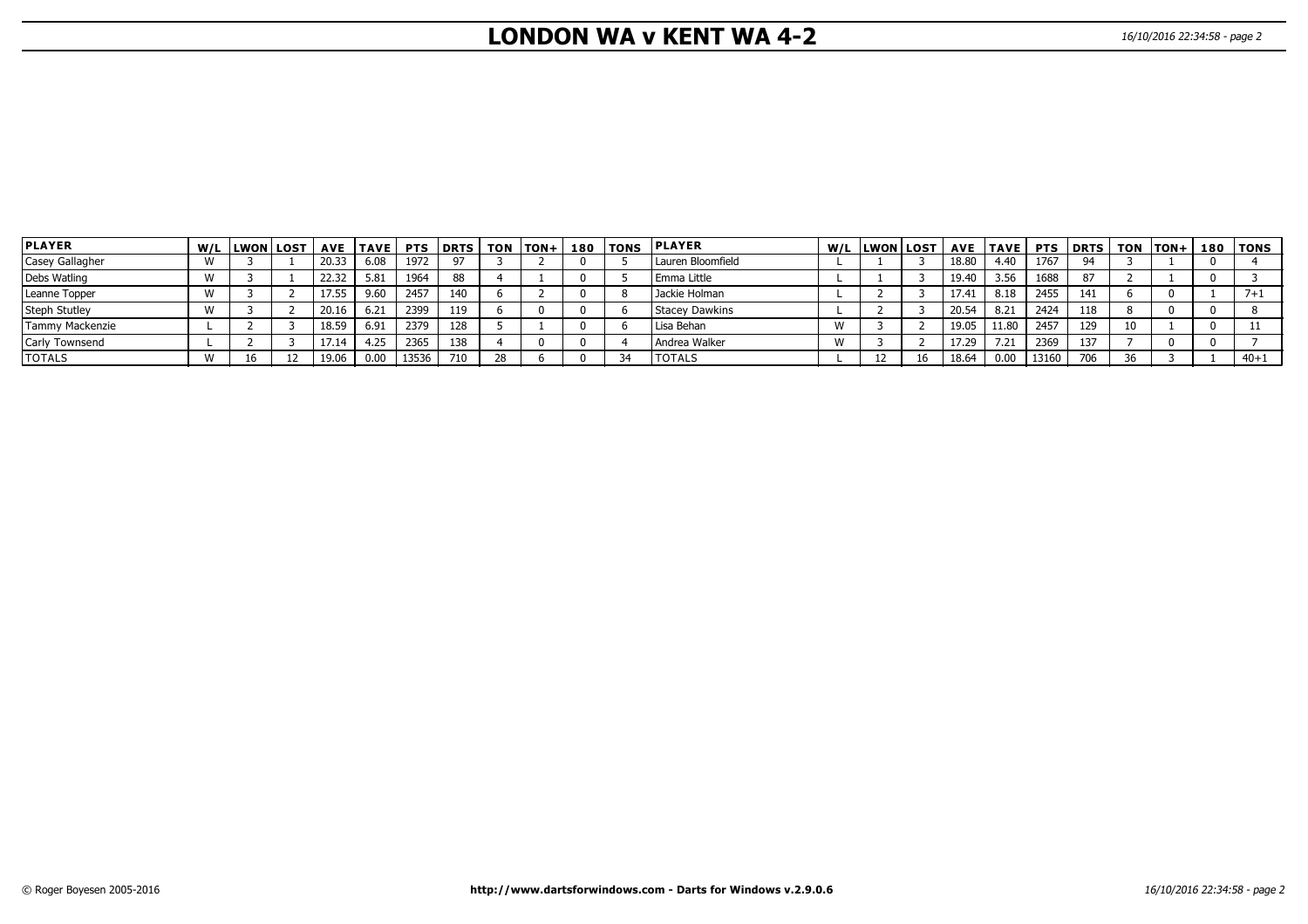# LONDON WA v KENT WA 4-2

| PLAYER | W/L | LWON | LOST | AVE | TAVE | PTS | DRTS | TON | TON+ | 180 | TONS | PLAYER | W/L | LWON | LOST | AVE | TAVE | PTS | DRTS | TON | TON+ | 180 | TONS |
|---|---|---|---|---|---|---|---|---|---|---|---|---|---|---|---|---|---|---|---|---|---|---|---|
| Casey Gallagher | W | 3 | 1 | 20.33 | 6.08 | 1972 | 97 | 3 | 2 | 0 | 5 | Lauren Bloomfield | L | 1 | 3 | 18.80 | 4.40 | 1767 | 94 | 3 | 1 | 0 | 4 |
| Debs Watling | W | 3 | 1 | 22.32 | 5.81 | 1964 | 88 | 4 | 1 | 0 | 5 | Emma Little | L | 1 | 3 | 19.40 | 3.56 | 1688 | 87 | 2 | 1 | 0 | 3 |
| Leanne Topper | W | 3 | 2 | 17.55 | 9.60 | 2457 | 140 | 6 | 2 | 0 | 8 | Jackie Holman | L | 2 | 3 | 17.41 | 8.18 | 2455 | 141 | 6 | 0 | 1 | 7+1 |
| Steph Stutley | W | 3 | 2 | 20.16 | 6.21 | 2399 | 119 | 6 | 0 | 0 | 6 | Stacey Dawkins | L | 2 | 3 | 20.54 | 8.21 | 2424 | 118 | 8 | 0 | 0 | 8 |
| Tammy Mackenzie | L | 2 | 3 | 18.59 | 6.91 | 2379 | 128 | 5 | 1 | 0 | 6 | Lisa Behan | W | 3 | 2 | 19.05 | 11.80 | 2457 | 129 | 10 | 1 | 0 | 11 |
| Carly Townsend | L | 2 | 3 | 17.14 | 4.25 | 2365 | 138 | 4 | 0 | 0 | 4 | Andrea Walker | W | 3 | 2 | 17.29 | 7.21 | 2369 | 137 | 7 | 0 | 0 | 7 |
| TOTALS | W | 16 | 12 | 19.06 | 0.00 | 13536 | 710 | 28 | 6 | 0 | 34 | TOTALS | L | 12 | 16 | 18.64 | 0.00 | 13160 | 706 | 36 | 3 | 1 | 40+1 |

© Roger Boyesen 2005-2016 | http://www.dartsforwindows.com - Darts for Windows v.2.9.0.6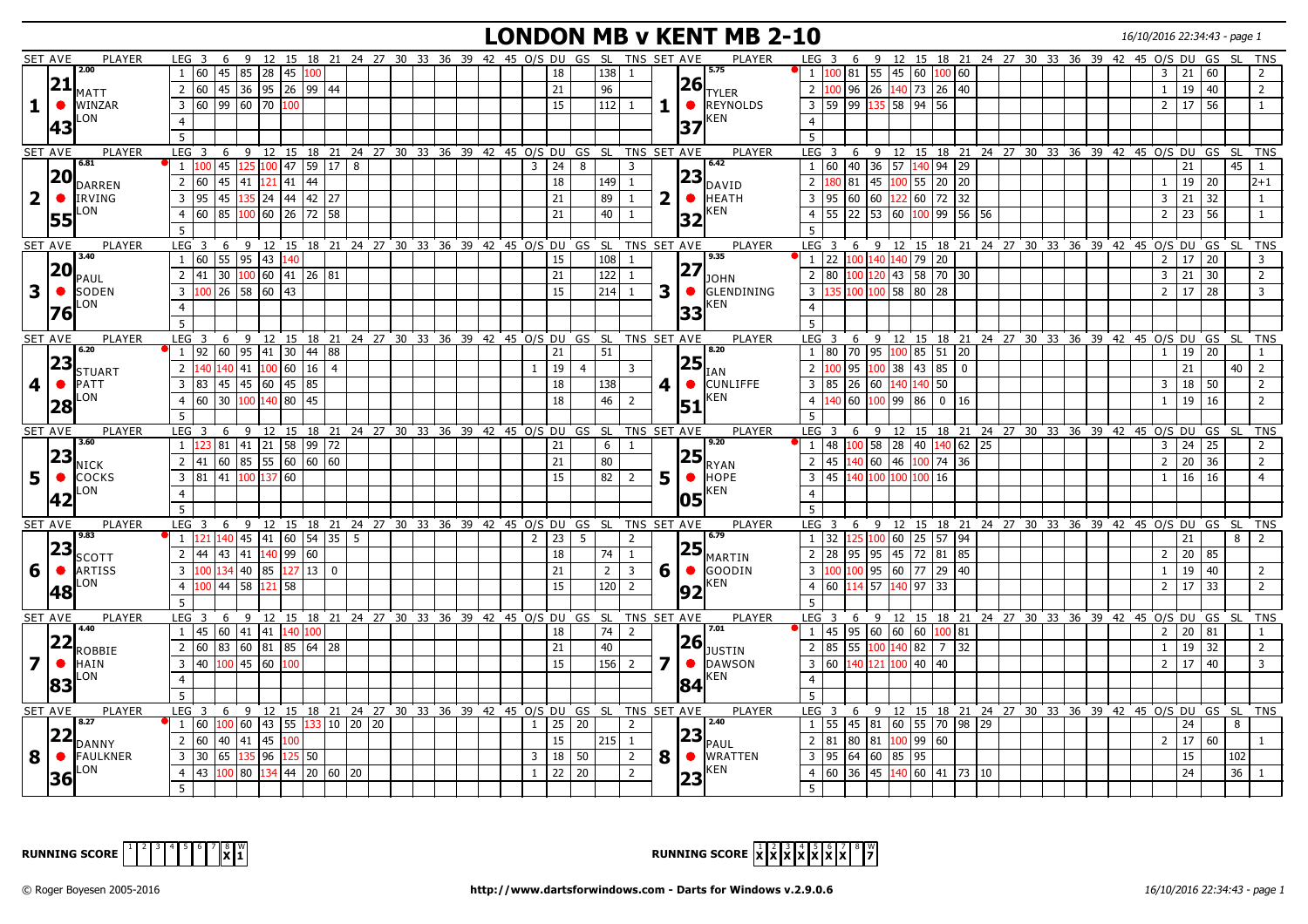# LONDON MB v KENT MB 2-10

16/10/2016 22:34:43 - page 1

| SET | AVE | PLAYER | LEG | SCORES (3, 6, 9, 12, 15, 18, 21, 24, 27 ...) | O/S | DU | GS | SL | TNS |
|---|---|---|---|---|---|---|---|---|---|
| 1 | 21.43 (2.00) | MATT WINZAR (LON) | 1 | 60, 45, 85, 28, 45, 100 | | 18 | | 138 | 1 |
| | | | 2 | 60, 45, 36, 95, 26, 99, 44 | | 21 | | 96 | |
| | | | 3 | 60, 99, 60, 70, 100 | | 15 | | 112 | 1 |
| | | | 4 | | | | | | |
| | | | 5 | | | | | | |
| 1 | 26.37 (5.75) | TYLER REYNOLDS (KEN) | 1 | 100, 81, 55, 45, 60, 100, 60 | 3 | 21 | 60 | | 2 |
| | | | 2 | 100, 96, 26, 140, 73, 26, 40 | 1 | 19 | 40 | | 2 |
| | | | 3 | 59, 99, 135, 58, 94, 56 | 2 | 17 | 56 | | 1 |
| | | | 4 | | | | | | |
| | | | 5 | | | | | | |
| 2 | 20.55 (6.81) | DARREN IRVING (LON) | 1 | 100, 45, 125, 100, 47, 59, 17, 8 | 3 | 24 | 8 | | 3 |
| | | | 2 | 60, 45, 41, 121, 41, 44 | | 18 | | 149 | 1 |
| | | | 3 | 95, 45, 135, 24, 44, 42, 27 | | 21 | | 89 | 1 |
| | | | 4 | 60, 85, 100, 60, 26, 72, 58 | | 21 | | 40 | 1 |
| | | | 5 | | | | | | |
| 2 | 23.32 (6.42) | DAVID HEATH (KEN) | 1 | 60, 40, 36, 57, 140, 94, 29 | | 21 | | 45 | 1 |
| | | | 2 | 180, 81, 45, 100, 55, 20, 20 | 1 | 19 | 20 | | 2+1 |
| | | | 3 | 95, 60, 60, 122, 60, 72, 32 | 3 | 21 | 32 | | 1 |
| | | | 4 | 55, 22, 53, 60, 100, 99, 56, 56 | 2 | 23 | 56 | | 1 |
| | | | 5 | | | | | | |
| 3 | 20.76 (3.40) | PAUL SODEN (LON) | 1 | 60, 55, 95, 43, 140 | | 15 | | 108 | 1 |
| | | | 2 | 41, 30, 100, 60, 41, 26, 81 | | 21 | | 122 | 1 |
| | | | 3 | 100, 26, 58, 60, 43 | | 15 | | 214 | 1 |
| | | | 4 | | | | | | |
| | | | 5 | | | | | | |
| 3 | 27.33 (9.35) | JOHN GLENDINING (KEN) | 1 | 22, 100, 140, 140, 79, 20 | 2 | 17 | 20 | | 3 |
| | | | 2 | 80, 100, 120, 43, 58, 70, 30 | 3 | 21 | 30 | | 2 |
| | | | 3 | 135, 100, 100, 58, 80, 28 | 2 | 17 | 28 | | 3 |
| | | | 4 | | | | | | |
| | | | 5 | | | | | | |
| 4 | 23.28 (6.20) | STUART PATT (LON) | 1 | 92, 60, 95, 41, 30, 44, 88 | | 21 | | 51 | |
| | | | 2 | 140, 140, 41, 100, 60, 16, 4 | 1 | 19 | 4 | | 3 |
| | | | 3 | 83, 45, 45, 60, 45, 85 | | 18 | | 138 | |
| | | | 4 | 60, 30, 100, 140, 80, 45 | | 18 | | 46 | 2 |
| | | | 5 | | | | | | |
| 4 | 25.51 (8.20) | IAN CUNLIFFE (KEN) | 1 | 80, 70, 95, 100, 85, 51, 20 | 1 | 19 | 20 | | 1 |
| | | | 2 | 100, 95, 100, 38, 43, 85, 0 | | 21 | | 40 | 2 |
| | | | 3 | 85, 26, 60, 140, 140, 50 | 3 | 18 | 50 | | 2 |
| | | | 4 | 140, 60, 100, 99, 86, 0, 16 | 1 | 19 | 16 | | 2 |
| | | | 5 | | | | | | |
| 5 | 23.42 (3.60) | NICK COCKS (LON) | 1 | 123, 81, 41, 21, 58, 99, 72 | | 21 | | 6 | 1 |
| | | | 2 | 41, 60, 85, 55, 60, 60, 60 | | 21 | | 80 | |
| | | | 3 | 81, 41, 100, 137, 60 | | 15 | | 82 | 2 |
| | | | 4 | | | | | | |
| | | | 5 | | | | | | |
| 5 | 25.05 (9.20) | RYAN HOPE (KEN) | 1 | 48, 100, 58, 28, 40, 140, 62, 25 | 3 | 24 | 25 | | 2 |
| | | | 2 | 45, 140, 60, 46, 100, 74, 36 | 2 | 20 | 36 | | 2 |
| | | | 3 | 45, 140, 100, 100, 100, 16 | 1 | 16 | 16 | | 4 |
| | | | 4 | | | | | | |
| | | | 5 | | | | | | |
| 6 | 23.48 (9.83) | SCOTT ARTISS (LON) | 1 | 121, 140, 45, 41, 60, 54, 35, 5 | 2 | 23 | 5 | | 2 |
| | | | 2 | 44, 43, 41, 140, 99, 60 | | 18 | | 74 | 1 |
| | | | 3 | 100, 134, 40, 85, 127, 13, 0 | | 21 | | 2 | 3 |
| | | | 4 | 100, 44, 58, 121, 58 | | 15 | | 120 | 2 |
| | | | 5 | | | | | | |
| 6 | 25.92 (6.79) | MARTIN GOODIN (KEN) | 1 | 32, 125, 100, 60, 25, 57, 94 | | 21 | | 8 | 2 |
| | | | 2 | 28, 95, 95, 45, 72, 81, 85 | 2 | 20 | 85 | | |
| | | | 3 | 100, 100, 95, 60, 77, 29, 40 | 1 | 19 | 40 | | 2 |
| | | | 4 | 60, 114, 57, 140, 97, 33 | 2 | 17 | 33 | | 2 |
| | | | 5 | | | | | | |
| 7 | 22.83 (4.40) | ROBBIE HAIN (LON) | 1 | 45, 60, 41, 41, 140, 100 | | 18 | | 74 | 2 |
| | | | 2 | 60, 83, 60, 81, 85, 64, 28 | | 21 | | 40 | |
| | | | 3 | 40, 100, 45, 60, 100 | | 15 | | 156 | 2 |
| | | | 4 | | | | | | |
| | | | 5 | | | | | | |
| 7 | 26.84 (7.01) | JUSTIN DAWSON (KEN) | 1 | 45, 95, 60, 60, 60, 100, 81 | 2 | 20 | 81 | | 1 |
| | | | 2 | 85, 55, 100, 140, 82, 7, 32 | 1 | 19 | 32 | | 2 |
| | | | 3 | 60, 140, 121, 100, 40, 40 | 2 | 17 | 40 | | 3 |
| | | | 4 | | | | | | |
| | | | 5 | | | | | | |
| 8 | 22.36 (8.27) | DANNY FAULKNER (LON) | 1 | 60, 100, 60, 43, 55, 133, 10, 20, 20 | 1 | 25 | 20 | | 2 |
| | | | 2 | 60, 40, 41, 45, 100 | | 15 | | 215 | 1 |
| | | | 3 | 30, 65, 135, 96, 125, 50 | 3 | 18 | 50 | | 2 |
| | | | 4 | 43, 100, 80, 134, 44, 20, 60, 20 | 1 | 22 | 20 | | 2 |
| | | | 5 | | | | | | |
| 8 | 23.23 (2.40) | PAUL WRATTEN (KEN) | 1 | 55, 45, 81, 60, 55, 70, 98, 29 | | 24 | | 8 | |
| | | | 2 | 81, 80, 81, 100, 99, 60 | 2 | 17 | 60 | | 1 |
| | | | 3 | 95, 64, 60, 85, 95 | | 15 | | 102 | |
| | | | 4 | 60, 36, 45, 140, 60, 41, 73, 10 | | 24 | | 36 | 1 |
| | | | 5 | | | | | | |

**RUNNING SCORE** (LON)

| 1 | 2 | 3 | 4 | 5 | 6 | 7 | 8 | W |
|---|---|---|---|---|---|---|---|---|
| | | | | | | | X | 1 |

**RUNNING SCORE** (KEN)

| 1 | 2 | 3 | 4 | 5 | 6 | 7 | 8 | W |
|---|---|---|---|---|---|---|---|---|
| X | X | X | X | X | X | X | | 7 |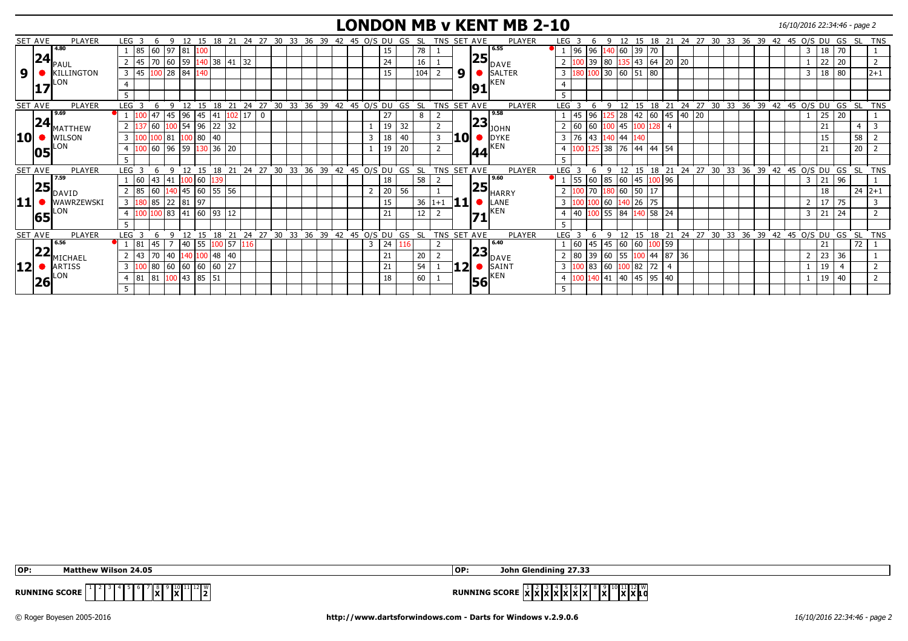# LONDON MB v KENT MB 2-10

16/10/2016 22:34:46 - page 2

| SET AVE | PLAYER | LEG 3 | 6 | 9 | 12 | 15 | 18 | 21 | 24 | 27 | 30 | 33 | 36 | 39 | 42 | 45 | O/S | DU | GS | SL | TNS | SET AVE | PLAYER | LEG 3 | 6 | 9 | 12 | 15 | 18 | 21 | 24 | 27 | 30 | 33 | 36 | 39 | 42 | 45 | O/S | DU | GS | SL | TNS |
|---|---|---|---|---|---|---|---|---|---|---|---|---|---|---|---|---|---|---|---|---|---|---|---|---|---|---|---|---|---|---|---|---|---|---|---|---|---|---|---|---|---|---|---|
| 9 24.17 | 4.80 PAUL KILLINGTON LON | 1 85 | 60 | 97 | 81 | 100 | | | | | | | | | | | | 15 | | 78 | 1 | 9 25.91 | 6.55 DAVE SALTER KEN | 1 96 | 96 | 140 | 60 | 39 | 70 | | | | | | | | | | 3 | 18 | 70 | | 1 |
| | | 2 45 | 70 | 60 | 59 | 140 | 38 | 41 | 32 | | | | | | | | | 24 | | 16 | 1 | | | 2 100 | 39 | 80 | 135 | 43 | 64 | 20 | 20 | | | | | | | | 1 | 22 | 20 | | 2 |
| | | 3 45 | 100 | 28 | 84 | 140 | | | | | | | | | | | | 15 | | 104 | 2 | | | 3 180 | 100 | 30 | 60 | 51 | 80 | | | | | | | | | | 3 | 18 | 80 | | 2+1 |
| | | 4 | | | | | | | | | | | | | | | | | | | | | | 4 | | | | | | | | | | | | | | | | | | | |
| | | 5 | | | | | | | | | | | | | | | | | | | | | | 5 | | | | | | | | | | | | | | | | | | | |
| 10 24.05 | 9.69 MATTHEW WILSON LON | 1 100 | 47 | 45 | 96 | 45 | 41 | 102 | 17 | 0 | | | | | | | | 27 | | 8 | 2 | 10 23.44 | 9.58 JOHN DYKE KEN | 1 45 | 96 | 125 | 28 | 42 | 60 | 45 | 40 | 20 | | | | | | | 1 | 25 | 20 | | 1 |
| | | 2 137 | 60 | 100 | 54 | 96 | 22 | 32 | | | | | | | | | 1 | 19 | 32 | | 2 | | | 2 60 | 60 | 100 | 45 | 100 | 128 | 4 | | | | | | | | | | 21 | | 4 | 3 |
| | | 3 100 | 100 | 81 | 100 | 80 | 40 | | | | | | | | | | 3 | 18 | 40 | | 3 | | | 3 76 | 43 | 140 | 44 | 140 | | | | | | | | | | | | 15 | | 58 | 2 |
| | | 4 100 | 60 | 96 | 59 | 130 | 36 | 20 | | | | | | | | | 1 | 19 | 20 | | 2 | | | 4 100 | 125 | 38 | 76 | 44 | 44 | 54 | | | | | | | | | | 21 | | 20 | 2 |
| | | 5 | | | | | | | | | | | | | | | | | | | | | | 5 | | | | | | | | | | | | | | | | | | | |
| 11 25.65 | 7.59 DAVID WAWRZEWSKI LON | 1 60 | 43 | 41 | 100 | 60 | 139 | | | | | | | | | | | 18 | | 58 | 2 | 11 25.71 | 9.60 HARRY LANE KEN | 1 55 | 60 | 85 | 60 | 45 | 100 | 96 | | | | | | | | | 3 | 21 | 96 | | 1 |
| | | 2 85 | 60 | 140 | 45 | 60 | 55 | 56 | | | | | | | | | 2 | 20 | 56 | | 1 | | | 2 100 | 70 | 180 | 60 | 50 | 17 | | | | | | | | | | | 18 | | 24 | 2+1 |
| | | 3 180 | 85 | 22 | 81 | 97 | | | | | | | | | | | | 15 | | 36 | 1+1 | | | 3 100 | 100 | 60 | 140 | 26 | 75 | | | | | | | | | | 2 | 17 | 75 | | 3 |
| | | 4 100 | 100 | 83 | 41 | 60 | 93 | 12 | | | | | | | | | | 21 | | 12 | 2 | | | 4 40 | 100 | 55 | 84 | 140 | 58 | 24 | | | | | | | | | 3 | 21 | 24 | | 2 |
| | | 5 | | | | | | | | | | | | | | | | | | | | | | 5 | | | | | | | | | | | | | | | | | | | |
| 12 22.26 | 6.56 MICHAEL ARTISS LON | 1 81 | 45 | 7 | 40 | 55 | 100 | 57 | 116 | | | | | | | | 3 | 24 | 116 | | 2 | 12 23.56 | 6.40 DAVE SAINT KEN | 1 60 | 45 | 45 | 60 | 60 | 100 | 59 | | | | | | | | | | 21 | | 72 | 1 |
| | | 2 43 | 70 | 40 | 140 | 100 | 48 | 40 | | | | | | | | | | 21 | | 20 | 2 | | | 2 80 | 39 | 60 | 55 | 100 | 44 | 87 | 36 | | | | | | | | 2 | 23 | 36 | | 1 |
| | | 3 100 | 80 | 60 | 60 | 60 | 60 | 27 | | | | | | | | | | 21 | | 54 | 1 | | | 3 100 | 83 | 60 | 100 | 82 | 72 | 4 | | | | | | | | | 1 | 19 | 4 | | 2 |
| | | 4 81 | 81 | 100 | 43 | 85 | 51 | | | | | | | | | | | 18 | | 60 | 1 | | | 4 100 | 140 | 41 | 40 | 45 | 95 | 40 | | | | | | | | | 1 | 19 | 40 | | 2 |
| | | 5 | | | | | | | | | | | | | | | | | | | | | | 5 | | | | | | | | | | | | | | | | | | | |

OP: Matthew Wilson 24.05 | OP: John Glendining 27.33

RUNNING SCORE (LON): 1 2 3 4 5 6 7 8 9 10 11 12 W — X at 8, X at 10; W: 2

RUNNING SCORE (KEN): 1 2 3 4 5 6 7 8 9 10 11 12 W — X at 1, 2, 3, 4, 5, 6, 7, 9, 11, 12; W: 10

© Roger Boyesen 2005-2016 http://www.dartsforwindows.com - Darts for Windows v.2.9.0.6 16/10/2016 22:34:46 - page 2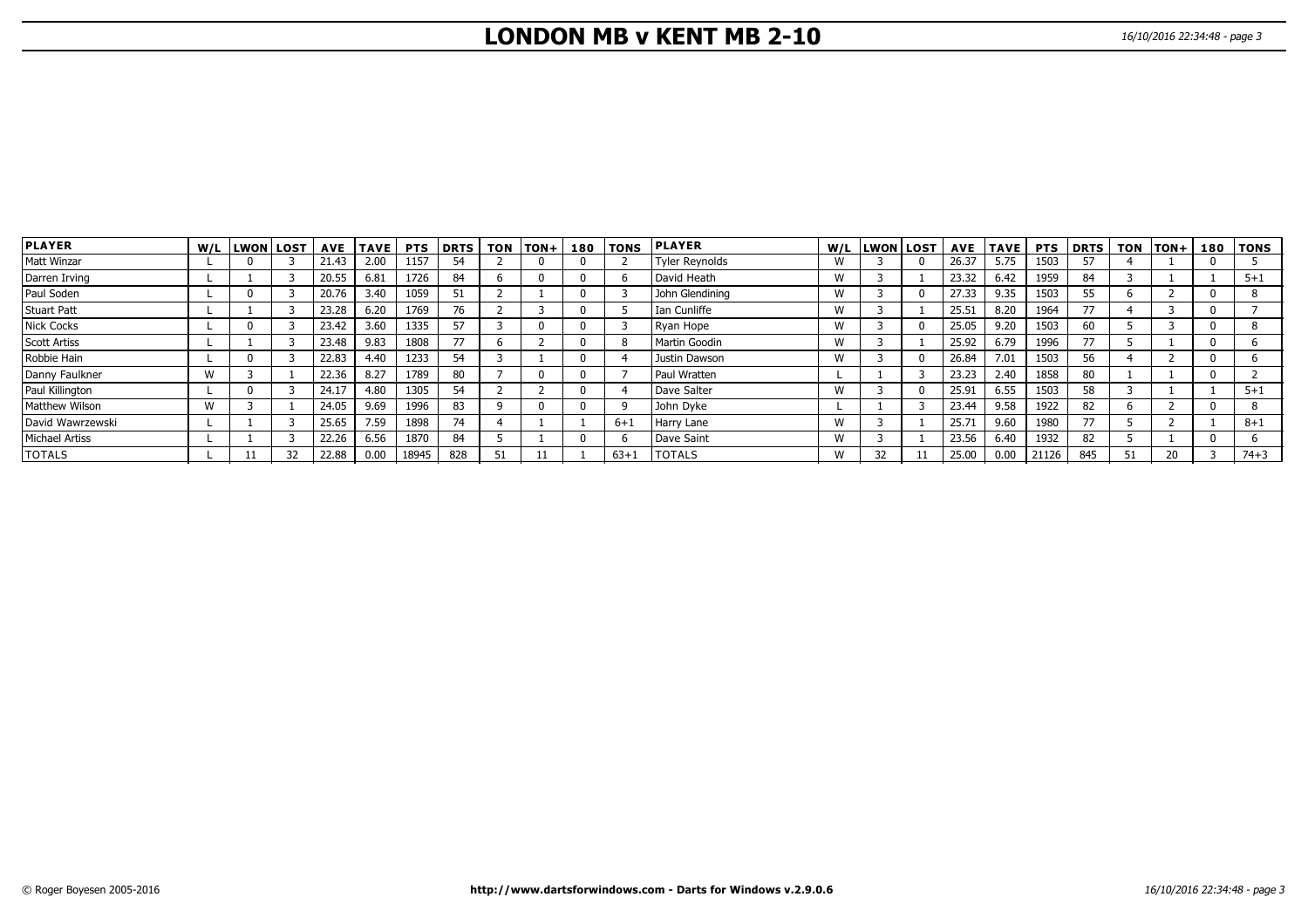# LONDON MB v KENT MB 2-10

| PLAYER | W/L | LWON | LOST | AVE | TAVE | PTS | DRTS | TON | TON+ | 180 | TONS | PLAYER | W/L | LWON | LOST | AVE | TAVE | PTS | DRTS | TON | TON+ | 180 | TONS |
|---|---|---|---|---|---|---|---|---|---|---|---|---|---|---|---|---|---|---|---|---|---|---|---|
| Matt Winzar | L | 0 | 3 | 21.43 | 2.00 | 1157 | 54 | 2 | 0 | 0 | 2 | Tyler Reynolds | W | 3 | 0 | 26.37 | 5.75 | 1503 | 57 | 4 | 1 | 0 | 5 |
| Darren Irving | L | 1 | 3 | 20.55 | 6.81 | 1726 | 84 | 6 | 0 | 0 | 6 | David Heath | W | 3 | 1 | 23.32 | 6.42 | 1959 | 84 | 3 | 1 | 1 | 5+1 |
| Paul Soden | L | 0 | 3 | 20.76 | 3.40 | 1059 | 51 | 2 | 1 | 0 | 3 | John Glendining | W | 3 | 0 | 27.33 | 9.35 | 1503 | 55 | 6 | 2 | 0 | 8 |
| Stuart Patt | L | 1 | 3 | 23.28 | 6.20 | 1769 | 76 | 2 | 3 | 0 | 5 | Ian Cunliffe | W | 3 | 1 | 25.51 | 8.20 | 1964 | 77 | 4 | 3 | 0 | 7 |
| Nick Cocks | L | 0 | 3 | 23.42 | 3.60 | 1335 | 57 | 3 | 0 | 0 | 3 | Ryan Hope | W | 3 | 0 | 25.05 | 9.20 | 1503 | 60 | 5 | 3 | 0 | 8 |
| Scott Artiss | L | 1 | 3 | 23.48 | 9.83 | 1808 | 77 | 6 | 2 | 0 | 8 | Martin Goodin | W | 3 | 1 | 25.92 | 6.79 | 1996 | 77 | 5 | 1 | 0 | 6 |
| Robbie Hain | L | 0 | 3 | 22.83 | 4.40 | 1233 | 54 | 3 | 1 | 0 | 4 | Justin Dawson | W | 3 | 0 | 26.84 | 7.01 | 1503 | 56 | 4 | 2 | 0 | 6 |
| Danny Faulkner | W | 3 | 1 | 22.36 | 8.27 | 1789 | 80 | 7 | 0 | 0 | 7 | Paul Wratten | L | 1 | 3 | 23.23 | 2.40 | 1858 | 80 | 1 | 1 | 0 | 2 |
| Paul Killington | L | 0 | 3 | 24.17 | 4.80 | 1305 | 54 | 2 | 2 | 0 | 4 | Dave Salter | W | 3 | 0 | 25.91 | 6.55 | 1503 | 58 | 3 | 1 | 1 | 5+1 |
| Matthew Wilson | W | 3 | 1 | 24.05 | 9.69 | 1996 | 83 | 9 | 0 | 0 | 9 | John Dyke | L | 1 | 3 | 23.44 | 9.58 | 1922 | 82 | 6 | 2 | 0 | 8 |
| David Wawrzewski | L | 1 | 3 | 25.65 | 7.59 | 1898 | 74 | 4 | 1 | 1 | 6+1 | Harry Lane | W | 3 | 1 | 25.71 | 9.60 | 1980 | 77 | 5 | 2 | 1 | 8+1 |
| Michael Artiss | L | 1 | 3 | 22.26 | 6.56 | 1870 | 84 | 5 | 1 | 0 | 6 | Dave Saint | W | 3 | 1 | 23.56 | 6.40 | 1932 | 82 | 5 | 1 | 0 | 6 |
| TOTALS | L | 11 | 32 | 22.88 | 0.00 | 18945 | 828 | 51 | 11 | 1 | 63+1 | TOTALS | W | 32 | 11 | 25.00 | 0.00 | 21126 | 845 | 51 | 20 | 3 | 74+3 |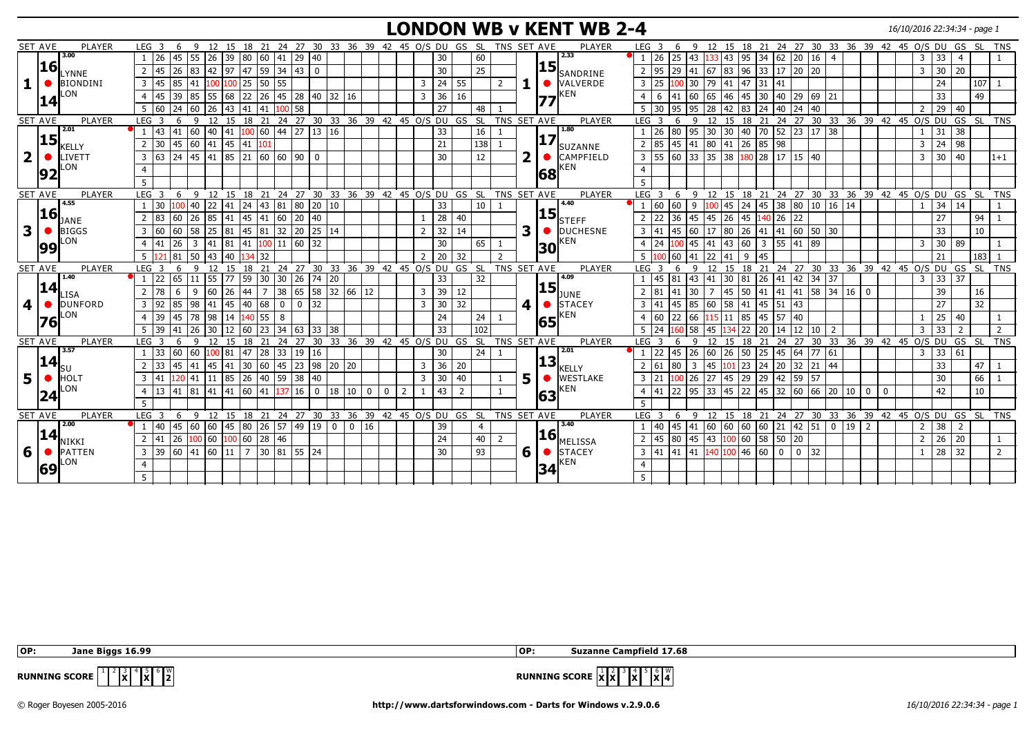# LONDON WB v KENT WB 2-4

16/10/2016 22:34:34 - page 1

| SET | AVE | PLAYER | LEG | 3 | 6 | 9 | 12 | 15 | 18 | 21 | 24 | 27 | 30 | 33 | 36 | 39 | 42 | 45 | O/S | DU | GS | SL | TNS | SET | AVE | PLAYER | LEG | 3 | 6 | 9 | 12 | 15 | 18 | 21 | 24 | 27 | 30 | 33 | 36 | 39 | 42 | 45 | O/S | DU | GS | SL | TNS |
|---|---|---|---|---|---|---|---|---|---|---|---|---|---|---|---|---|---|---|---|---|---|---|---|---|---|---|---|---|---|---|---|---|---|---|---|---|---|---|---|---|---|---|---|---|---|---|---|
| 1 | 16.14 (3.00) | LYNNE BIONDINI LON | 1 | 26 | 45 | 55 | 26 | 39 | 80 | 60 | 41 | 29 | 40 | | | | | | | 30 | | 60 | | 1 | 15.77 (2.33) | SANDRINE VALVERDE KEN | 1 | 26 | 25 | 43 | 133 | 43 | 95 | 34 | 62 | 20 | 16 | 4 | | | | | 3 | 33 | 4 | | 1 |
| | | | 2 | 45 | 26 | 83 | 42 | 97 | 47 | 59 | 34 | 43 | 0 | | | | | | | 30 | | 25 | | | | | 2 | 95 | 29 | 41 | 67 | 83 | 96 | 33 | 17 | 20 | 20 | | | | | | 3 | 30 | 20 | | |
| | | | 3 | 45 | 85 | 41 | 100 | 100 | 25 | 50 | 55 | | | | | | | | 3 | 24 | 55 | | 2 | | | | 3 | 25 | 100 | 30 | 79 | 41 | 47 | 31 | 41 | | | | | | | | | 24 | | 107 | 1 |
| | | | 4 | 45 | 39 | 85 | 55 | 68 | 22 | 26 | 45 | 28 | 40 | 32 | 16 | | | | 3 | 36 | 16 | | | | | | 4 | 6 | 41 | 60 | 65 | 46 | 45 | 30 | 40 | 29 | 69 | 21 | | | | | | 33 | | 49 | |
| | | | 5 | 60 | 24 | 60 | 26 | 43 | 41 | 41 | 100 | 58 | | | | | | | | 27 | | 48 | 1 | | | | 5 | 30 | 95 | 95 | 28 | 42 | 83 | 24 | 40 | 24 | 40 | | | | | | 2 | 29 | 40 | | |
| 2 | 15.92 (2.01) | KELLY LIVETT LON | 1 | 43 | 41 | 60 | 40 | 41 | 100 | 60 | 44 | 27 | 13 | 16 | | | | | | 33 | | 16 | 1 | 2 | 17.68 (1.80) | SUZANNE CAMPFIELD KEN | 1 | 26 | 80 | 95 | 30 | 30 | 40 | 70 | 52 | 23 | 17 | 38 | | | | | 1 | 31 | 38 | | |
| | | | 2 | 30 | 45 | 60 | 41 | 45 | 41 | 101 | | | | | | | | | | 21 | | 138 | 1 | | | | 2 | 85 | 45 | 41 | 80 | 41 | 26 | 85 | 98 | | | | | | | | 3 | 24 | 98 | | |
| | | | 3 | 63 | 24 | 45 | 41 | 85 | 21 | 60 | 60 | 90 | 0 | | | | | | | 30 | | 12 | | | | | 3 | 55 | 60 | 33 | 35 | 38 | 180 | 28 | 17 | 15 | 40 | | | | | | 3 | 30 | 40 | | 1+1 |
| | | | 4 | | | | | | | | | | | | | | | | | | | | | | | | 4 | | | | | | | | | | | | | | | | | | | | |
| | | | 5 | | | | | | | | | | | | | | | | | | | | | | | | 5 | | | | | | | | | | | | | | | | | | | | |
| 3 | 16.99 (4.55) | JANE BIGGS LON | 1 | 30 | 100 | 40 | 22 | 41 | 24 | 43 | 81 | 80 | 20 | 10 | | | | | | 33 | | 10 | 1 | 3 | 15.30 (4.40) | STEFF DUCHESNE KEN | 1 | 60 | 60 | 9 | 100 | 45 | 24 | 45 | 38 | 80 | 10 | 16 | 14 | | | | 1 | 34 | 14 | | 1 |
| | | | 2 | 83 | 60 | 26 | 85 | 41 | 45 | 41 | 60 | 20 | 40 | | | | | | 1 | 28 | 40 | | | | | | 2 | 22 | 36 | 45 | 45 | 26 | 45 | 140 | 26 | 22 | | | | | | | | 27 | | 94 | 1 |
| | | | 3 | 60 | 60 | 58 | 25 | 81 | 45 | 81 | 32 | 20 | 25 | 14 | | | | | 2 | 32 | 14 | | | | | | 3 | 41 | 45 | 60 | 17 | 80 | 26 | 41 | 41 | 60 | 50 | 30 | | | | | | 33 | | 10 | |
| | | | 4 | 41 | 26 | 3 | 41 | 81 | 41 | 100 | 11 | 60 | 32 | | | | | | | 30 | | 65 | 1 | | | | 4 | 24 | 100 | 45 | 41 | 43 | 60 | 3 | 55 | 41 | 89 | | | | | | 3 | 30 | 89 | | 1 |
| | | | 5 | 121 | 81 | 50 | 43 | 40 | 134 | 32 | | | | | | | | | 2 | 20 | 32 | | 2 | | | | 5 | 100 | 60 | 41 | 22 | 41 | 9 | 45 | | | | | | | | | | 21 | | 183 | 1 |
| 4 | 14.76 (1.40) | LISA DUNFORD LON | 1 | 22 | 65 | 11 | 55 | 77 | 59 | 30 | 30 | 26 | 74 | 20 | | | | | | 33 | | 32 | | 4 | 15.65 (4.09) | JUNE STACEY KEN | 1 | 45 | 81 | 43 | 41 | 30 | 81 | 26 | 41 | 42 | 34 | 37 | | | | | 3 | 33 | 37 | | |
| | | | 2 | 78 | 6 | 9 | 60 | 26 | 44 | 7 | 38 | 65 | 58 | 32 | 66 | 12 | | | 3 | 39 | 12 | | | | | | 2 | 81 | 41 | 30 | 7 | 45 | 50 | 41 | 41 | 41 | 58 | 34 | 16 | 0 | | | | 39 | | 16 | |
| | | | 3 | 92 | 85 | 98 | 41 | 45 | 40 | 68 | 0 | 0 | 32 | | | | | | 3 | 30 | 32 | | | | | | 3 | 41 | 45 | 85 | 60 | 58 | 41 | 45 | 51 | 43 | | | | | | | | 27 | | 32 | |
| | | | 4 | 39 | 45 | 78 | 98 | 14 | 140 | 55 | 8 | | | | | | | | | 24 | | 24 | 1 | | | | 4 | 60 | 22 | 66 | 115 | 11 | 85 | 45 | 57 | 40 | | | | | | | 1 | 25 | 40 | | 1 |
| | | | 5 | 39 | 41 | 26 | 30 | 12 | 60 | 23 | 34 | 63 | 33 | 38 | | | | | | 33 | | 102 | | | | | 5 | 24 | 160 | 58 | 45 | 134 | 22 | 20 | 14 | 12 | 10 | 2 | | | | | 3 | 33 | 2 | | 2 |
| 5 | 14.24 (3.57) | SU HOLT LON | 1 | 33 | 60 | 60 | 100 | 81 | 47 | 28 | 33 | 19 | 16 | | | | | | | 30 | | 24 | 1 | 5 | 13.63 (2.01) | KELLY WESTLAKE KEN | 1 | 22 | 45 | 26 | 60 | 26 | 50 | 25 | 45 | 64 | 77 | 61 | | | | | 3 | 33 | 61 | | |
| | | | 2 | 33 | 45 | 41 | 45 | 41 | 30 | 60 | 45 | 23 | 98 | 20 | 20 | | | | 3 | 36 | 20 | | | | | | 2 | 61 | 80 | 3 | 45 | 101 | 23 | 24 | 20 | 32 | 21 | 44 | | | | | | 33 | | 47 | 1 |
| | | | 3 | 41 | 120 | 41 | 11 | 85 | 26 | 40 | 59 | 38 | 40 | | | | | | 3 | 30 | 40 | | 1 | | | | 3 | 21 | 100 | 26 | 27 | 45 | 29 | 29 | 42 | 59 | 57 | | | | | | | 30 | | 66 | 1 |
| | | | 4 | 13 | 41 | 81 | 41 | 41 | 60 | 41 | 137 | 16 | 0 | 18 | 10 | 0 | 0 | 2 | 1 | 43 | 2 | | 1 | | | | 4 | 41 | 22 | 95 | 33 | 45 | 22 | 45 | 32 | 60 | 66 | 20 | 10 | 0 | 0 | 0 | | 42 | | 10 | |
| | | | 5 | | | | | | | | | | | | | | | | | | | | | | | | 5 | | | | | | | | | | | | | | | | | | | | |
| 6 | 14.69 (2.00) | NIKKI PATTEN LON | 1 | 40 | 45 | 60 | 60 | 45 | 80 | 26 | 57 | 49 | 19 | 0 | 0 | 16 | | | | 39 | | 4 | | 6 | 16.34 (3.40) | MELISSA STACEY KEN | 1 | 40 | 45 | 41 | 60 | 60 | 60 | 60 | 21 | 42 | 51 | 0 | 19 | 2 | | | 2 | 38 | 2 | | |
| | | | 2 | 41 | 26 | 100 | 60 | 100 | 60 | 28 | 46 | | | | | | | | | 24 | | 40 | 2 | | | | 2 | 45 | 80 | 45 | 43 | 100 | 60 | 58 | 50 | 20 | | | | | | | 2 | 26 | 20 | | 1 |
| | | | 3 | 39 | 60 | 41 | 60 | 11 | 7 | 30 | 81 | 55 | 24 | | | | | | | 30 | | 93 | | | | | 3 | 41 | 41 | 41 | 140 | 100 | 46 | 60 | 0 | 0 | 32 | | | | | | 1 | 28 | 32 | | 2 |
| | | | 4 | | | | | | | | | | | | | | | | | | | | | | | | 4 | | | | | | | | | | | | | | | | | | | | |
| | | | 5 | | | | | | | | | | | | | | | | | | | | | | | | 5 | | | | | | | | | | | | | | | | | | | | |

OP: Jane Biggs 16.99

OP: Suzanne Campfield 17.68

RUNNING SCORE (LON): 1 -, 2 -, 3 X, 4 -, 5 X, 6 -, W 2

RUNNING SCORE (KEN): 1 X, 2 X, 3 -, 4 X, 5 -, 6 X, W 4

© Roger Boyesen 2005-2016 http://www.dartsforwindows.com - Darts for Windows v.2.9.0.6 16/10/2016 22:34:34 - page 1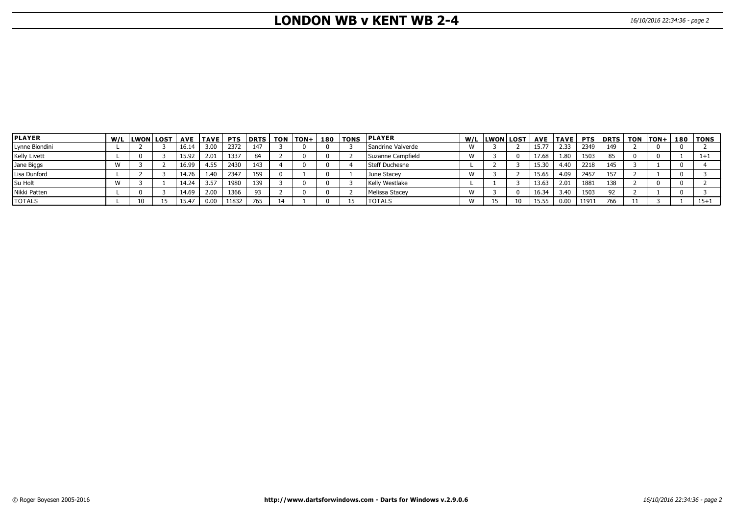# LONDON WB v KENT WB 2-4

| PLAYER | W/L | LWON | LOST | AVE | TAVE | PTS | DRTS | TON | TON+ | 180 | TONS | PLAYER | W/L | LWON | LOST | AVE | TAVE | PTS | DRTS | TON | TON+ | 180 | TONS |
|---|---|---|---|---|---|---|---|---|---|---|---|---|---|---|---|---|---|---|---|---|---|---|---|
| Lynne Biondini | L | 2 | 3 | 16.14 | 3.00 | 2372 | 147 | 3 | 0 | 0 | 3 | Sandrine Valverde | W | 3 | 2 | 15.77 | 2.33 | 2349 | 149 | 2 | 0 | 0 | 2 |
| Kelly Livett | L | 0 | 3 | 15.92 | 2.01 | 1337 | 84 | 2 | 0 | 0 | 2 | Suzanne Campfield | W | 3 | 0 | 17.68 | 1.80 | 1503 | 85 | 0 | 0 | 1 | 1+1 |
| Jane Biggs | W | 3 | 2 | 16.99 | 4.55 | 2430 | 143 | 4 | 0 | 0 | 4 | Steff Duchesne | L | 2 | 3 | 15.30 | 4.40 | 2218 | 145 | 3 | 1 | 0 | 4 |
| Lisa Dunford | L | 2 | 3 | 14.76 | 1.40 | 2347 | 159 | 0 | 1 | 0 | 1 | June Stacey | W | 3 | 2 | 15.65 | 4.09 | 2457 | 157 | 2 | 1 | 0 | 3 |
| Su Holt | W | 3 | 1 | 14.24 | 3.57 | 1980 | 139 | 3 | 0 | 0 | 3 | Kelly Westlake | L | 1 | 3 | 13.63 | 2.01 | 1881 | 138 | 2 | 0 | 0 | 2 |
| Nikki Patten | L | 0 | 3 | 14.69 | 2.00 | 1366 | 93 | 2 | 0 | 0 | 2 | Melissa Stacey | W | 3 | 0 | 16.34 | 3.40 | 1503 | 92 | 2 | 1 | 0 | 3 |
| TOTALS | L | 10 | 15 | 15.47 | 0.00 | 11832 | 765 | 14 | 1 | 0 | 15 | TOTALS | W | 15 | 10 | 15.55 | 0.00 | 11911 | 766 | 11 | 3 | 1 | 15+1 |

© Roger Boyesen 2005-2016 http://www.dartsforwindows.com - Darts for Windows v.2.9.0.6